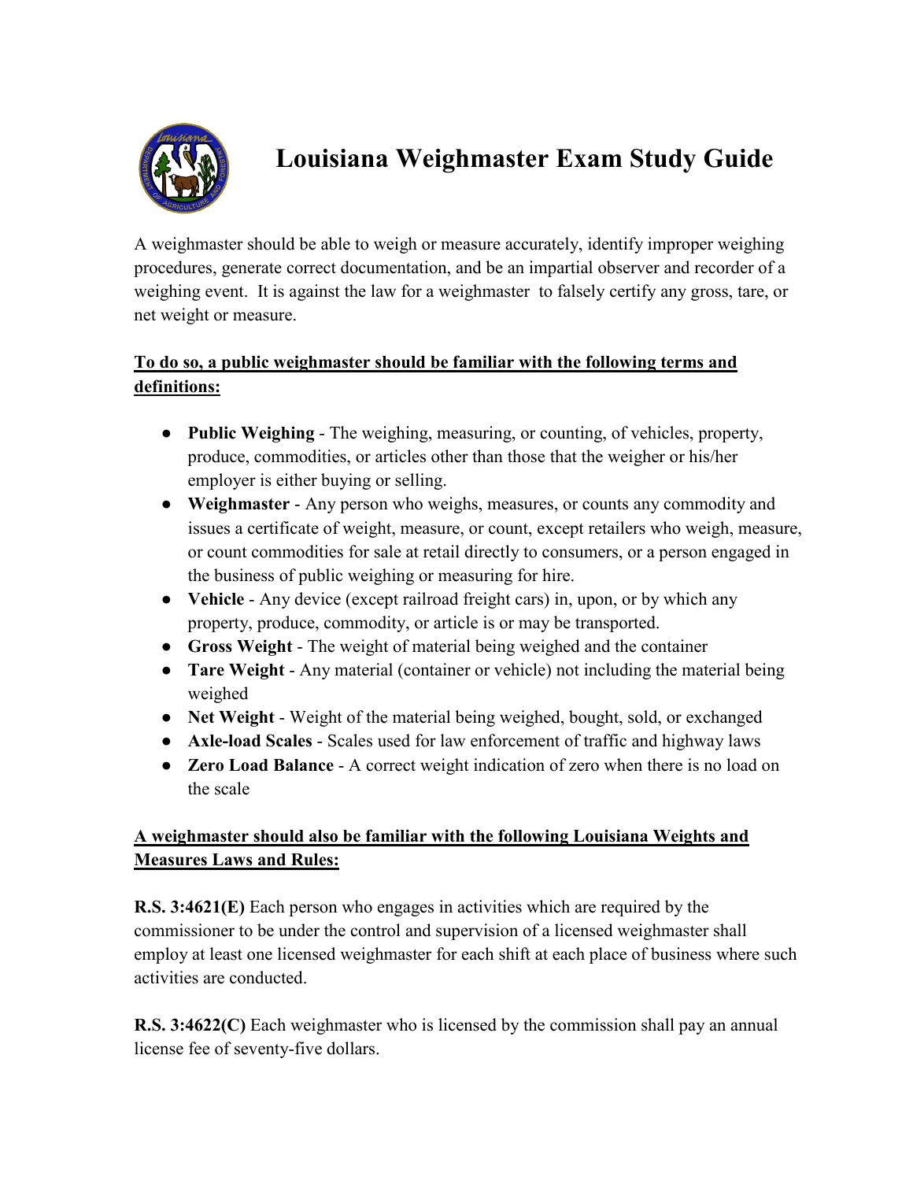# Louisiana Weighmaster Exam Study Guide

A weighmaster should be able to weigh or measure accurately, identify improper weighing procedures, generate correct documentation, and be an impartial observer and recorder of a weighing event. It is against the law for a weighmaster to falsely certify any gross, tare, or net weight or measure.

**To do so, a public weighmaster should be familiar with the following terms and definitions:**

- **Public Weighing** - The weighing, measuring, or counting, of vehicles, property, produce, commodities, or articles other than those that the weigher or his/her employer is either buying or selling.
- **Weighmaster** - Any person who weighs, measures, or counts any commodity and issues a certificate of weight, measure, or count, except retailers who weigh, measure, or count commodities for sale at retail directly to consumers, or a person engaged in the business of public weighing or measuring for hire.
- **Vehicle** - Any device (except railroad freight cars) in, upon, or by which any property, produce, commodity, or article is or may be transported.
- **Gross Weight** - The weight of material being weighed and the container
- **Tare Weight** - Any material (container or vehicle) not including the material being weighed
- **Net Weight** - Weight of the material being weighed, bought, sold, or exchanged
- **Axle-load Scales** - Scales used for law enforcement of traffic and highway laws
- **Zero Load Balance** - A correct weight indication of zero when there is no load on the scale

**A weighmaster should also be familiar with the following Louisiana Weights and Measures Laws and Rules:**

**R.S. 3:4621(E)** Each person who engages in activities which are required by the commissioner to be under the control and supervision of a licensed weighmaster shall employ at least one licensed weighmaster for each shift at each place of business where such activities are conducted.

**R.S. 3:4622(C)** Each weighmaster who is licensed by the commission shall pay an annual license fee of seventy-five dollars.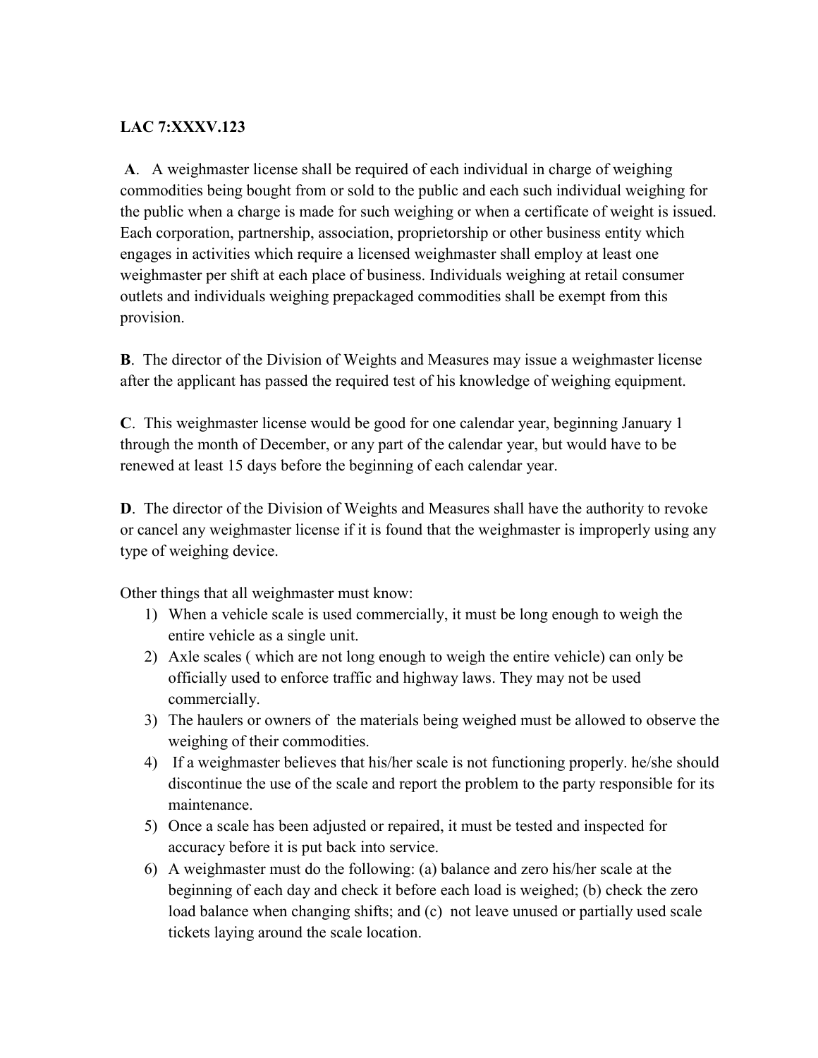**LAC 7:XXXV.123**

**A**. A weighmaster license shall be required of each individual in charge of weighing commodities being bought from or sold to the public and each such individual weighing for the public when a charge is made for such weighing or when a certificate of weight is issued. Each corporation, partnership, association, proprietorship or other business entity which engages in activities which require a licensed weighmaster shall employ at least one weighmaster per shift at each place of business. Individuals weighing at retail consumer outlets and individuals weighing prepackaged commodities shall be exempt from this provision.

**B**. The director of the Division of Weights and Measures may issue a weighmaster license after the applicant has passed the required test of his knowledge of weighing equipment.

**C**. This weighmaster license would be good for one calendar year, beginning January 1 through the month of December, or any part of the calendar year, but would have to be renewed at least 15 days before the beginning of each calendar year.

**D**. The director of the Division of Weights and Measures shall have the authority to revoke or cancel any weighmaster license if it is found that the weighmaster is improperly using any type of weighing device.

Other things that all weighmaster must know:

1) When a vehicle scale is used commercially, it must be long enough to weigh the entire vehicle as a single unit.
2) Axle scales ( which are not long enough to weigh the entire vehicle) can only be officially used to enforce traffic and highway laws. They may not be used commercially.
3) The haulers or owners of the materials being weighed must be allowed to observe the weighing of their commodities.
4) If a weighmaster believes that his/her scale is not functioning properly. he/she should discontinue the use of the scale and report the problem to the party responsible for its maintenance.
5) Once a scale has been adjusted or repaired, it must be tested and inspected for accuracy before it is put back into service.
6) A weighmaster must do the following: (a) balance and zero his/her scale at the beginning of each day and check it before each load is weighed; (b) check the zero load balance when changing shifts; and (c) not leave unused or partially used scale tickets laying around the scale location.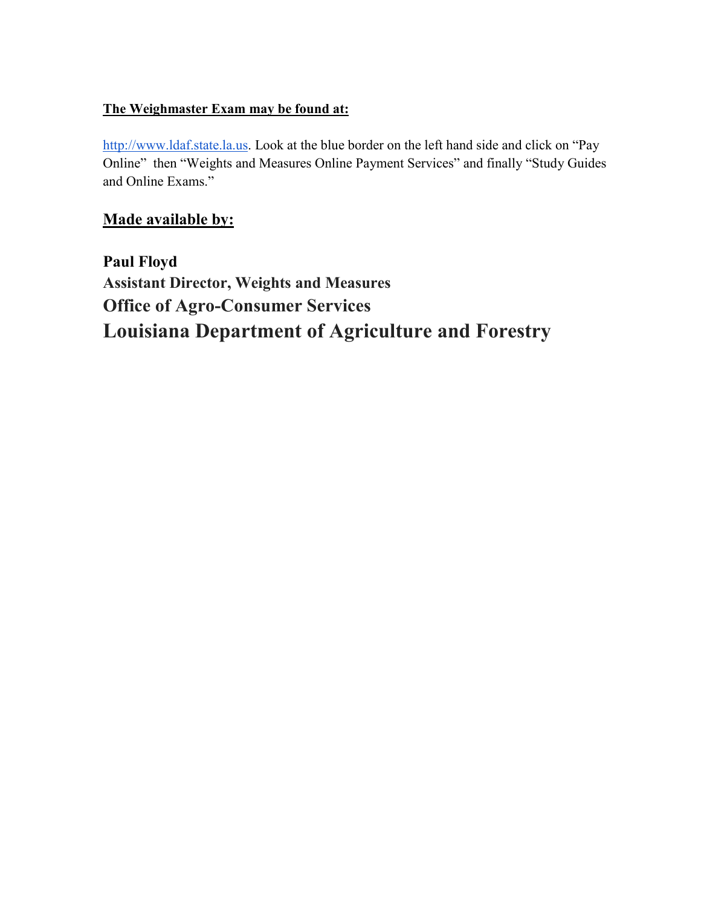**The Weighmaster Exam may be found at:**

http://www.ldaf.state.la.us. Look at the blue border on the left hand side and click on "Pay Online" then "Weights and Measures Online Payment Services" and finally "Study Guides and Online Exams."

## Made available by:

**Paul Floyd**
**Assistant Director, Weights and Measures**
**Office of Agro-Consumer Services**
**Louisiana Department of Agriculture and Forestry**